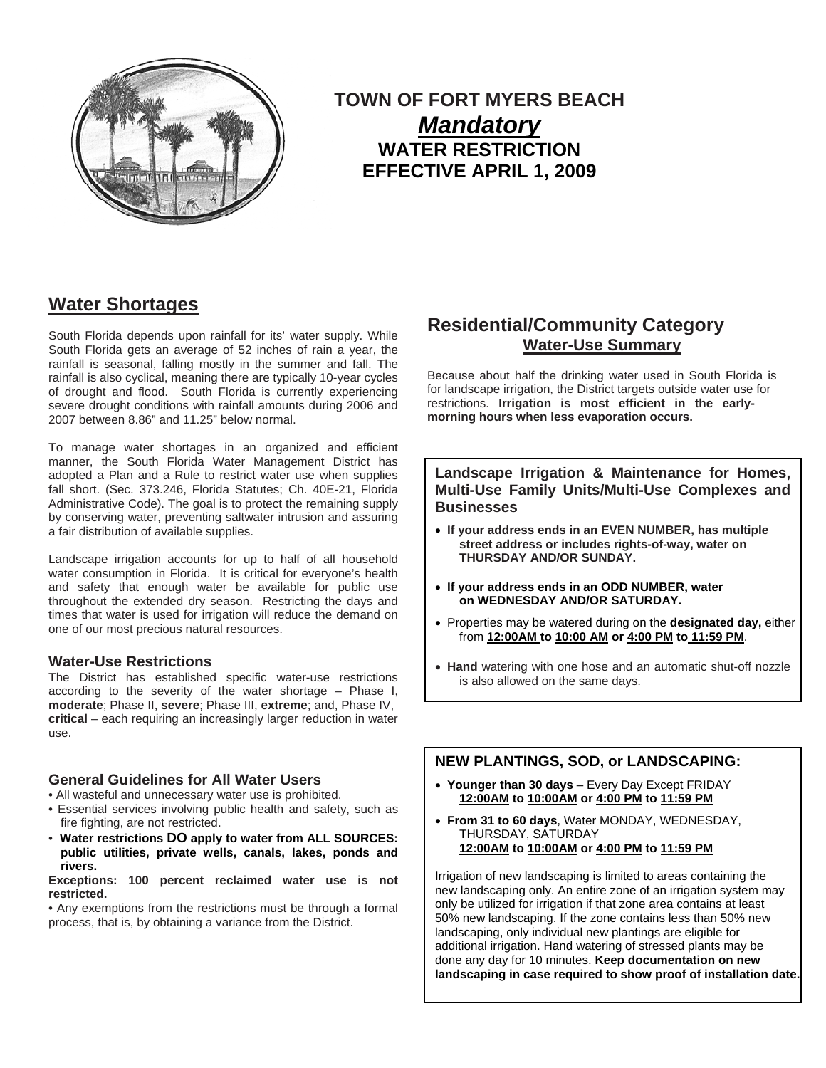# TOWN OF FORT MYERS BEACH

## ***Mandatory***

## WATER RESTRICTION EFFECTIVE APRIL 1, 2009

## Water Shortages

South Florida depends upon rainfall for its' water supply. While South Florida gets an average of 52 inches of rain a year, the rainfall is seasonal, falling mostly in the summer and fall. The rainfall is also cyclical, meaning there are typically 10-year cycles of drought and flood. South Florida is currently experiencing severe drought conditions with rainfall amounts during 2006 and 2007 between 8.86" and 11.25" below normal.

To manage water shortages in an organized and efficient manner, the South Florida Water Management District has adopted a Plan and a Rule to restrict water use when supplies fall short. (Sec. 373.246, Florida Statutes; Ch. 40E-21, Florida Administrative Code). The goal is to protect the remaining supply by conserving water, preventing saltwater intrusion and assuring a fair distribution of available supplies.

Landscape irrigation accounts for up to half of all household water consumption in Florida. It is critical for everyone's health and safety that enough water be available for public use throughout the extended dry season. Restricting the days and times that water is used for irrigation will reduce the demand on one of our most precious natural resources.

### Water-Use Restrictions

The District has established specific water-use restrictions according to the severity of the water shortage – Phase I, **moderate**; Phase II, **severe**; Phase III, **extreme**; and, Phase IV, **critical** – each requiring an increasingly larger reduction in water use.

### General Guidelines for All Water Users

- All wasteful and unnecessary water use is prohibited.
- Essential services involving public health and safety, such as fire fighting, are not restricted.
- **Water restrictions DO apply to water from ALL SOURCES: public utilities, private wells, canals, lakes, ponds and rivers.**

**Exceptions: 100 percent reclaimed water use is not restricted.**

- Any exemptions from the restrictions must be through a formal process, that is, by obtaining a variance from the District.

## Residential/Community Category

### Water-Use Summary

Because about half the drinking water used in South Florida is for landscape irrigation, the District targets outside water use for restrictions. **Irrigation is most efficient in the early-morning hours when less evaporation occurs.**

### Landscape Irrigation & Maintenance for Homes, Multi-Use Family Units/Multi-Use Complexes and Businesses

- **If your address ends in an EVEN NUMBER, has multiple street address or includes rights-of-way, water on THURSDAY AND/OR SUNDAY.**
- **If your address ends in an ODD NUMBER, water on WEDNESDAY AND/OR SATURDAY.**
- Properties may be watered during on the **designated day,** either from **12:00AM to 10:00 AM or 4:00 PM to 11:59 PM**.
- **Hand** watering with one hose and an automatic shut-off nozzle is also allowed on the same days.

### NEW PLANTINGS, SOD, or LANDSCAPING:

- **Younger than 30 days** – Every Day Except FRIDAY **12:00AM to 10:00AM or 4:00 PM to 11:59 PM**
- **From 31 to 60 days**, Water MONDAY, WEDNESDAY, THURSDAY, SATURDAY **12:00AM to 10:00AM or 4:00 PM to 11:59 PM**

Irrigation of new landscaping is limited to areas containing the new landscaping only. An entire zone of an irrigation system may only be utilized for irrigation if that zone area contains at least 50% new landscaping. If the zone contains less than 50% new landscaping, only individual new plantings are eligible for additional irrigation. Hand watering of stressed plants may be done any day for 10 minutes. **Keep documentation on new landscaping in case required to show proof of installation date.**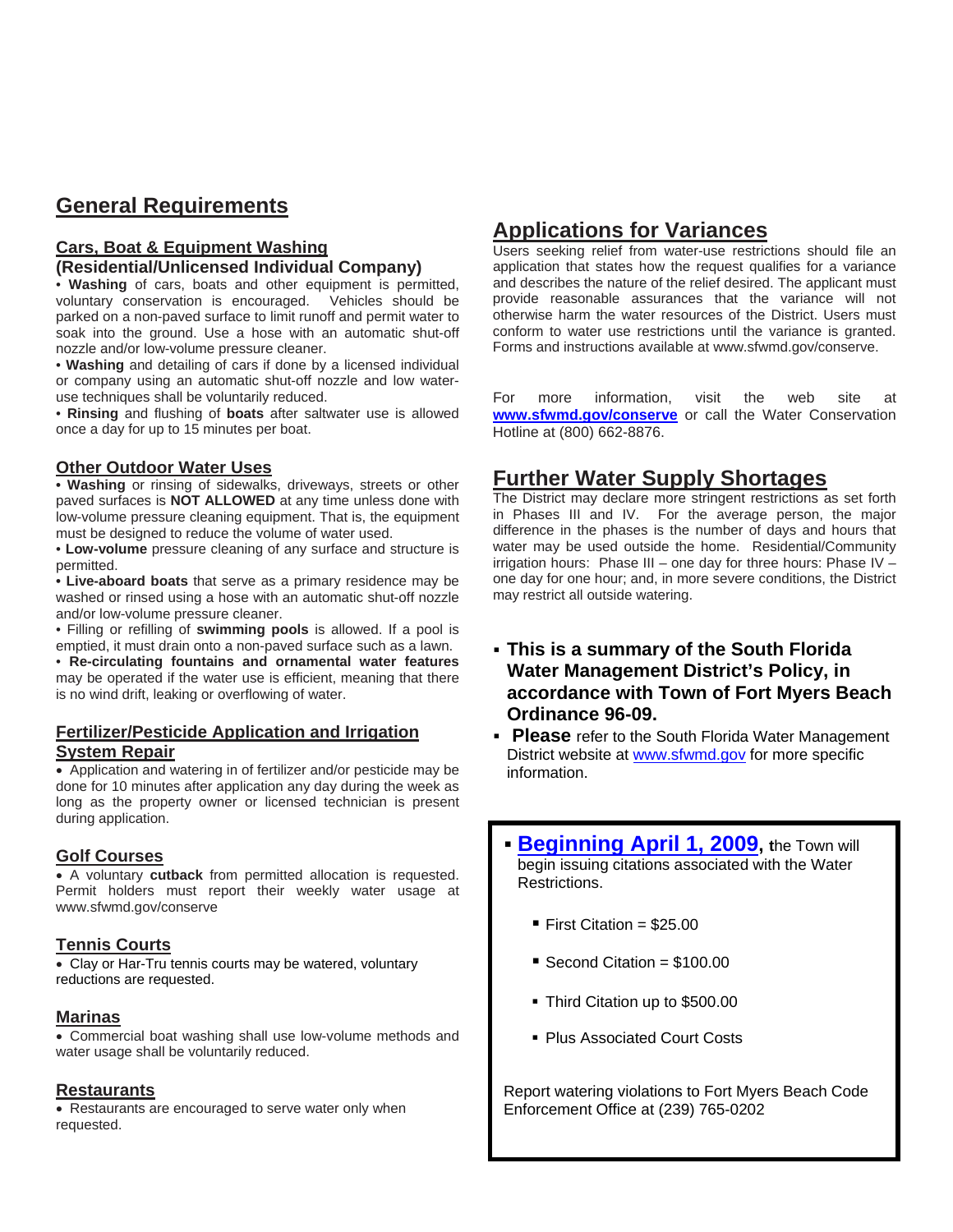## General Requirements

### Cars, Boat & Equipment Washing (Residential/Unlicensed Individual Company)

• **Washing** of cars, boats and other equipment is permitted, voluntary conservation is encouraged. Vehicles should be parked on a non-paved surface to limit runoff and permit water to soak into the ground. Use a hose with an automatic shut-off nozzle and/or low-volume pressure cleaner.

• **Washing** and detailing of cars if done by a licensed individual or company using an automatic shut-off nozzle and low water-use techniques shall be voluntarily reduced.

• **Rinsing** and flushing of **boats** after saltwater use is allowed once a day for up to 15 minutes per boat.

### Other Outdoor Water Uses

• **Washing** or rinsing of sidewalks, driveways, streets or other paved surfaces is **NOT ALLOWED** at any time unless done with low-volume pressure cleaning equipment. That is, the equipment must be designed to reduce the volume of water used.

• **Low-volume** pressure cleaning of any surface and structure is permitted.

• **Live-aboard boats** that serve as a primary residence may be washed or rinsed using a hose with an automatic shut-off nozzle and/or low-volume pressure cleaner.

• Filling or refilling of **swimming pools** is allowed. If a pool is emptied, it must drain onto a non-paved surface such as a lawn.

• **Re-circulating fountains and ornamental water features** may be operated if the water use is efficient, meaning that there is no wind drift, leaking or overflowing of water.

### Fertilizer/Pesticide Application and Irrigation System Repair

• Application and watering in of fertilizer and/or pesticide may be done for 10 minutes after application any day during the week as long as the property owner or licensed technician is present during application.

### Golf Courses

• A voluntary **cutback** from permitted allocation is requested. Permit holders must report their weekly water usage at www.sfwmd.gov/conserve

### Tennis Courts

• Clay or Har-Tru tennis courts may be watered, voluntary reductions are requested.

### Marinas

• Commercial boat washing shall use low-volume methods and water usage shall be voluntarily reduced.

### Restaurants

• Restaurants are encouraged to serve water only when requested.

## Applications for Variances

Users seeking relief from water-use restrictions should file an application that states how the request qualifies for a variance and describes the nature of the relief desired. The applicant must provide reasonable assurances that the variance will not otherwise harm the water resources of the District. Users must conform to water use restrictions until the variance is granted. Forms and instructions available at www.sfwmd.gov/conserve.

For more information, visit the web site at **www.sfwmd.gov/conserve** or call the Water Conservation Hotline at (800) 662-8876.

## Further Water Supply Shortages

The District may declare more stringent restrictions as set forth in Phases III and IV. For the average person, the major difference in the phases is the number of days and hours that water may be used outside the home. Residential/Community irrigation hours: Phase III – one day for three hours: Phase IV – one day for one hour; and, in more severe conditions, the District may restrict all outside watering.

- **This is a summary of the South Florida Water Management District's Policy, in accordance with Town of Fort Myers Beach Ordinance 96-09.**
- **Please** refer to the South Florida Water Management District website at www.sfwmd.gov for more specific information.

---

- **Beginning April 1, 2009, t**he Town will begin issuing citations associated with the Water Restrictions.
  - First Citation = $25.00
  - Second Citation = $100.00
  - Third Citation up to $500.00
  - Plus Associated Court Costs

Report watering violations to Fort Myers Beach Code Enforcement Office at (239) 765-0202